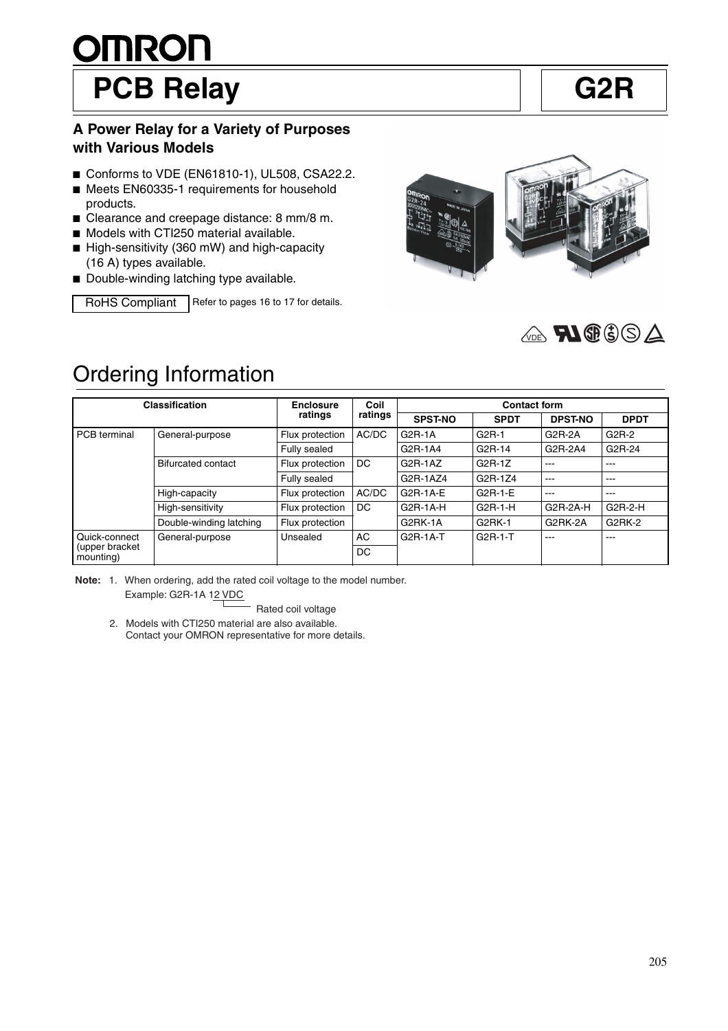# OMRON

# PCB Relay

# G2R

### A Power Relay for a Variety of Purposes with Various Models

- Conforms to VDE (EN61810-1), UL508, CSA22.2.
- Meets EN60335-1 requirements for household products.
- Clearance and creepage distance: 8 mm/8 m.
- Models with CTI250 material available.
- High-sensitivity (360 mW) and high-capacity (16 A) types available.
- Double-winding latching type available.

RoHS Compliant | Refer to pages 16 to 17 for details.

## Ordering Information

| Classification | | Enclosure ratings | Coil ratings | Contact form | | | |
|---|---|---|---|---|---|---|---|
| | | | | SPST-NO | SPDT | DPST-NO | DPDT |
| PCB terminal | General-purpose | Flux protection | AC/DC | G2R-1A | G2R-1 | G2R-2A | G2R-2 |
| | | Fully sealed | | G2R-1A4 | G2R-14 | G2R-2A4 | G2R-24 |
| | Bifurcated contact | Flux protection | DC | G2R-1AZ | G2R-1Z | --- | --- |
| | | Fully sealed | | G2R-1AZ4 | G2R-1Z4 | --- | --- |
| | High-capacity | Flux protection | AC/DC | G2R-1A-E | G2R-1-E | --- | --- |
| | High-sensitivity | Flux protection | DC | G2R-1A-H | G2R-1-H | G2R-2A-H | G2R-2-H |
| | Double-winding latching | Flux protection | | G2RK-1A | G2RK-1 | G2RK-2A | G2RK-2 |
| Quick-connect (upper bracket mounting) | General-purpose | Unsealed | AC | G2R-1A-T | G2R-1-T | --- | --- |
| | | | DC | | | | |

**Note:** 1. When ordering, add the rated coil voltage to the model number.
Example: G2R-1A 12 VDC
(12 VDC: Rated coil voltage)

2. Models with CTI250 material are also available.
Contact your OMRON representative for more details.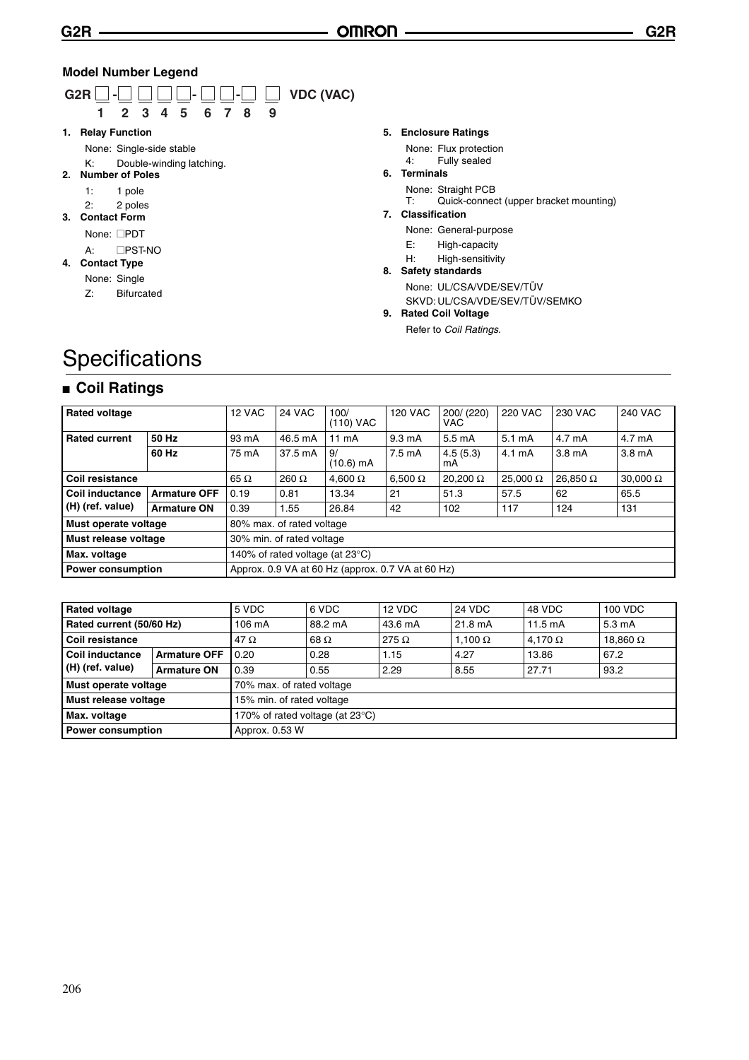### Model Number Legend

G2R □-□ □ □ □- □ □-□ □ VDC (VAC)

1 2 3 4 5 6 7 8 9

1. **Relay Function**
   None: Single-side stable
   K: Double-winding latching.
2. **Number of Poles**
   1: 1 pole
   2: 2 poles
3. **Contact Form**
   None: □PDT
   A: □PST-NO
4. **Contact Type**
   None: Single
   Z: Bifurcated
5. **Enclosure Ratings**
   None: Flux protection
   4: Fully sealed
6. **Terminals**
   None: Straight PCB
   T: Quick-connect (upper bracket mounting)
7. **Classification**
   None: General-purpose
   E: High-capacity
   H: High-sensitivity
8. **Safety standards**
   None: UL/CSA/VDE/SEV/TÜV
   SKVD: UL/CSA/VDE/SEV/TÜV/SEMKO
9. **Rated Coil Voltage**
   Refer to *Coil Ratings*.

# Specifications

## ■ Coil Ratings

| Rated voltage | | 12 VAC | 24 VAC | 100/ (110) VAC | 120 VAC | 200/ (220) VAC | 220 VAC | 230 VAC | 240 VAC |
|---|---|---|---|---|---|---|---|---|---|
| Rated current | 50 Hz | 93 mA | 46.5 mA | 11 mA | 9.3 mA | 5.5 mA | 5.1 mA | 4.7 mA | 4.7 mA |
| | 60 Hz | 75 mA | 37.5 mA | 9/ (10.6) mA | 7.5 mA | 4.5 (5.3) mA | 4.1 mA | 3.8 mA | 3.8 mA |
| Coil resistance | | 65 Ω | 260 Ω | 4,600 Ω | 6,500 Ω | 20,200 Ω | 25,000 Ω | 26,850 Ω | 30,000 Ω |
| Coil inductance (H) (ref. value) | Armature OFF | 0.19 | 0.81 | 13.34 | 21 | 51.3 | 57.5 | 62 | 65.5 |
| | Armature ON | 0.39 | 1.55 | 26.84 | 42 | 102 | 117 | 124 | 131 |
| Must operate voltage | | 80% max. of rated voltage | | | | | | | |
| Must release voltage | | 30% min. of rated voltage | | | | | | | |
| Max. voltage | | 140% of rated voltage (at 23°C) | | | | | | | |
| Power consumption | | Approx. 0.9 VA at 60 Hz (approx. 0.7 VA at 60 Hz) | | | | | | | |

| Rated voltage | | 5 VDC | 6 VDC | 12 VDC | 24 VDC | 48 VDC | 100 VDC |
|---|---|---|---|---|---|---|---|
| Rated current (50/60 Hz) | | 106 mA | 88.2 mA | 43.6 mA | 21.8 mA | 11.5 mA | 5.3 mA |
| Coil resistance | | 47 Ω | 68 Ω | 275 Ω | 1,100 Ω | 4,170 Ω | 18,860 Ω |
| Coil inductance (H) (ref. value) | Armature OFF | 0.20 | 0.28 | 1.15 | 4.27 | 13.86 | 67.2 |
| | Armature ON | 0.39 | 0.55 | 2.29 | 8.55 | 27.71 | 93.2 |
| Must operate voltage | | 70% max. of rated voltage | | | | | |
| Must release voltage | | 15% min. of rated voltage | | | | | |
| Max. voltage | | 170% of rated voltage (at 23°C) | | | | | |
| Power consumption | | Approx. 0.53 W | | | | | |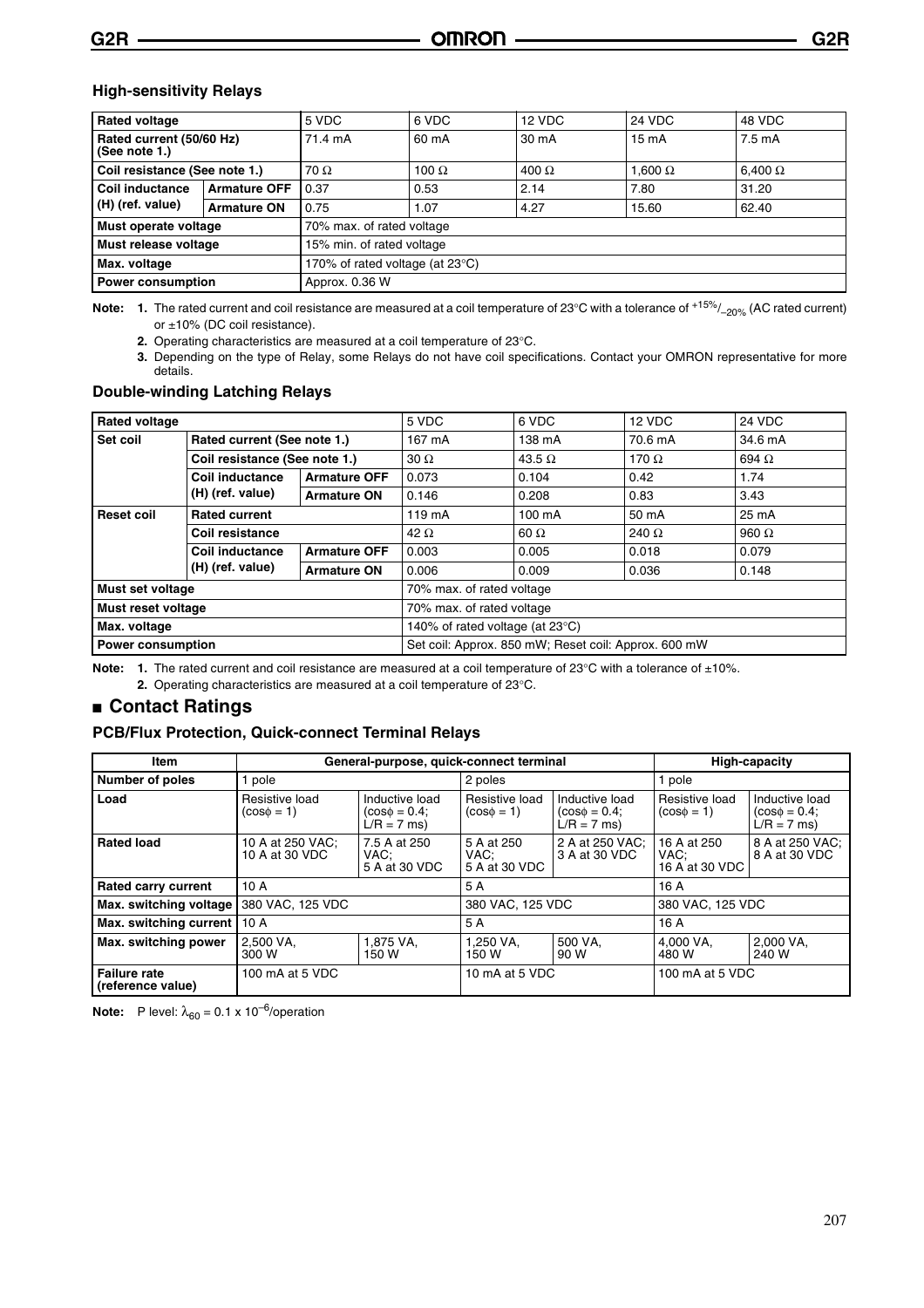### High-sensitivity Relays

| Rated voltage | | 5 VDC | 6 VDC | 12 VDC | 24 VDC | 48 VDC |
|---|---|---|---|---|---|---|
| Rated current (50/60 Hz) (See note 1.) | | 71.4 mA | 60 mA | 30 mA | 15 mA | 7.5 mA |
| Coil resistance (See note 1.) | | 70 Ω | 100 Ω | 400 Ω | 1,600 Ω | 6,400 Ω |
| Coil inductance (H) (ref. value) | Armature OFF | 0.37 | 0.53 | 2.14 | 7.80 | 31.20 |
| | Armature ON | 0.75 | 1.07 | 4.27 | 15.60 | 62.40 |
| Must operate voltage | | 70% max. of rated voltage | | | | |
| Must release voltage | | 15% min. of rated voltage | | | | |
| Max. voltage | | 170% of rated voltage (at 23°C) | | | | |
| Power consumption | | Approx. 0.36 W | | | | |

**Note:** **1.** The rated current and coil resistance are measured at a coil temperature of 23°C with a tolerance of $^{+15\%}/_{-20\%}$ (AC rated current) or ±10% (DC coil resistance).

**2.** Operating characteristics are measured at a coil temperature of 23°C.

**3.** Depending on the type of Relay, some Relays do not have coil specifications. Contact your OMRON representative for more details.

### Double-winding Latching Relays

| Rated voltage | | | 5 VDC | 6 VDC | 12 VDC | 24 VDC |
|---|---|---|---|---|---|---|
| Set coil | Rated current (See note 1.) | | 167 mA | 138 mA | 70.6 mA | 34.6 mA |
| | Coil resistance (See note 1.) | | 30 Ω | 43.5 Ω | 170 Ω | 694 Ω |
| | Coil inductance (H) (ref. value) | Armature OFF | 0.073 | 0.104 | 0.42 | 1.74 |
| | | Armature ON | 0.146 | 0.208 | 0.83 | 3.43 |
| Reset coil | Rated current | | 119 mA | 100 mA | 50 mA | 25 mA |
| | Coil resistance | | 42 Ω | 60 Ω | 240 Ω | 960 Ω |
| | Coil inductance (H) (ref. value) | Armature OFF | 0.003 | 0.005 | 0.018 | 0.079 |
| | | Armature ON | 0.006 | 0.009 | 0.036 | 0.148 |
| Must set voltage | | | 70% max. of rated voltage | | | |
| Must reset voltage | | | 70% max. of rated voltage | | | |
| Max. voltage | | | 140% of rated voltage (at 23°C) | | | |
| Power consumption | | | Set coil: Approx. 850 mW; Reset coil: Approx. 600 mW | | | |

**Note:** **1.** The rated current and coil resistance are measured at a coil temperature of 23°C with a tolerance of ±10%.

**2.** Operating characteristics are measured at a coil temperature of 23°C.

## ■ Contact Ratings

### PCB/Flux Protection, Quick-connect Terminal Relays

| Item | General-purpose, quick-connect terminal | | | | High-capacity | |
|---|---|---|---|---|---|---|
| Number of poles | 1 pole | | 2 poles | | 1 pole | |
| Load | Resistive load ($\cos\phi = 1$) | Inductive load ($\cos\phi = 0.4$; $L/R = 7$ ms) | Resistive load ($\cos\phi = 1$) | Inductive load ($\cos\phi = 0.4$; $L/R = 7$ ms) | Resistive load ($\cos\phi = 1$) | Inductive load ($\cos\phi = 0.4$; $L/R = 7$ ms) |
| Rated load | 10 A at 250 VAC; 10 A at 30 VDC | 7.5 A at 250 VAC; 5 A at 30 VDC | 5 A at 250 VAC; 5 A at 30 VDC | 2 A at 250 VAC; 3 A at 30 VDC | 16 A at 250 VAC; 16 A at 30 VDC | 8 A at 250 VAC; 8 A at 30 VDC |
| Rated carry current | 10 A | | 5 A | | 16 A | |
| Max. switching voltage | 380 VAC, 125 VDC | | 380 VAC, 125 VDC | | 380 VAC, 125 VDC | |
| Max. switching current | 10 A | | 5 A | | 16 A | |
| Max. switching power | 2,500 VA, 300 W | 1,875 VA, 150 W | 1,250 VA, 150 W | 500 VA, 90 W | 4,000 VA, 480 W | 2,000 VA, 240 W |
| Failure rate (reference value) | 100 mA at 5 VDC | | 10 mA at 5 VDC | | 100 mA at 5 VDC | |

**Note:** P level: $\lambda_{60} = 0.1 \times 10^{-6}$/operation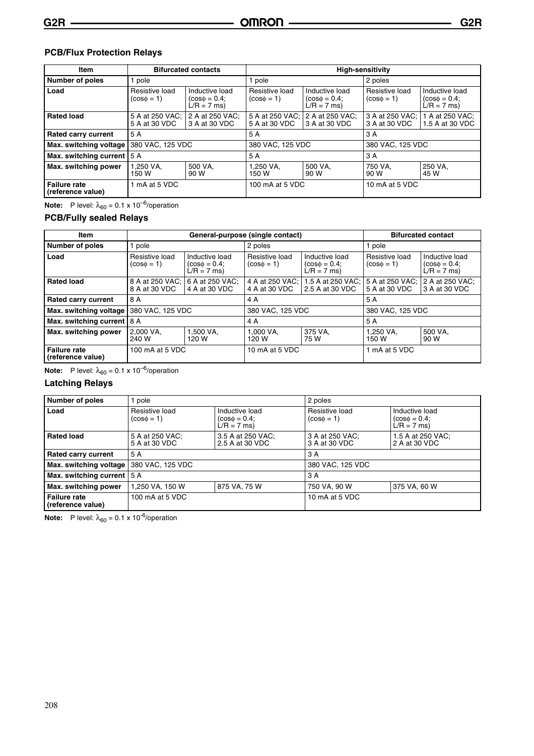### PCB/Flux Protection Relays

| Item | Bifurcated contacts | | High-sensitivity | | | |
|---|---|---|---|---|---|---|
| Number of poles | 1 pole | | 1 pole | | 2 poles | |
| Load | Resistive load (cosϕ = 1) | Inductive load (cosϕ = 0.4; L/R = 7 ms) | Resistive load (cosϕ = 1) | Inductive load (cosϕ = 0.4; L/R = 7 ms) | Resistive load (cosϕ = 1) | Inductive load (cosϕ = 0.4; L/R = 7 ms) |
| Rated load | 5 A at 250 VAC; 5 A at 30 VDC | 2 A at 250 VAC; 3 A at 30 VDC | 5 A at 250 VAC; 5 A at 30 VDC | 2 A at 250 VAC; 3 A at 30 VDC | 3 A at 250 VAC; 3 A at 30 VDC | 1 A at 250 VAC; 1.5 A at 30 VDC |
| Rated carry current | 5 A | | 5 A | | 3 A | |
| Max. switching voltage | 380 VAC, 125 VDC | | 380 VAC, 125 VDC | | 380 VAC, 125 VDC | |
| Max. switching current | 5 A | | 5 A | | 3 A | |
| Max. switching power | 1,250 VA, 150 W | 500 VA, 90 W | 1,250 VA, 150 W | 500 VA, 90 W | 750 VA, 90 W | 250 VA, 45 W |
| Failure rate (reference value) | 1 mA at 5 VDC | | 100 mA at 5 VDC | | 10 mA at 5 VDC | |

**Note:** P level: $\lambda_{60} = 0.1 \times 10^{-6}$/operation

### PCB/Fully sealed Relays

| Item | General-purpose (single contact) | | | | Bifurcated contact | |
|---|---|---|---|---|---|---|
| Number of poles | 1 pole | | 2 poles | | 1 pole | |
| Load | Resistive load (cosϕ = 1) | Inductive load (cosϕ = 0.4; L/R = 7 ms) | Resistive load (cosϕ = 1) | Inductive load (cosϕ = 0.4; L/R = 7 ms) | Resistive load (cosϕ = 1) | Inductive load (cosϕ = 0.4; L/R = 7 ms) |
| Rated load | 8 A at 250 VAC; 8 A at 30 VDC | 6 A at 250 VAC; 4 A at 30 VDC | 4 A at 250 VAC; 4 A at 30 VDC | 1.5 A at 250 VAC; 2.5 A at 30 VDC | 5 A at 250 VAC; 5 A at 30 VDC | 2 A at 250 VAC; 3 A at 30 VDC |
| Rated carry current | 8 A | | 4 A | | 5 A | |
| Max. switching voltage | 380 VAC, 125 VDC | | 380 VAC, 125 VDC | | 380 VAC, 125 VDC | |
| Max. switching current | 8 A | | 4 A | | 5 A | |
| Max. switching power | 2,000 VA, 240 W | 1,500 VA, 120 W | 1,000 VA, 120 W | 375 VA, 75 W | 1,250 VA, 150 W | 500 VA, 90 W |
| Failure rate (reference value) | 100 mA at 5 VDC | | 10 mA at 5 VDC | | 1 mA at 5 VDC | |

**Note:** P level: $\lambda_{60} = 0.1 \times 10^{-6}$/operation

### Latching Relays

| Number of poles | 1 pole | | 2 poles | |
|---|---|---|---|---|
| Load | Resistive load (cosϕ = 1) | Inductive load (cosϕ = 0.4; L/R = 7 ms) | Resistive load (cosϕ = 1) | Inductive load (cosϕ = 0.4; L/R = 7 ms) |
| Rated load | 5 A at 250 VAC; 5 A at 30 VDC | 3.5 A at 250 VAC; 2.5 A at 30 VDC | 3 A at 250 VAC; 3 A at 30 VDC | 1.5 A at 250 VAC; 2 A at 30 VDC |
| Rated carry current | 5 A | | 3 A | |
| Max. switching voltage | 380 VAC, 125 VDC | | 380 VAC, 125 VDC | |
| Max. switching current | 5 A | | 3 A | |
| Max. switching power | 1,250 VA, 150 W | 875 VA, 75 W | 750 VA, 90 W | 375 VA, 60 W |
| Failure rate (reference value) | 100 mA at 5 VDC | | 10 mA at 5 VDC | |

**Note:** P level: $\lambda_{60} = 0.1 \times 10^{-6}$/operation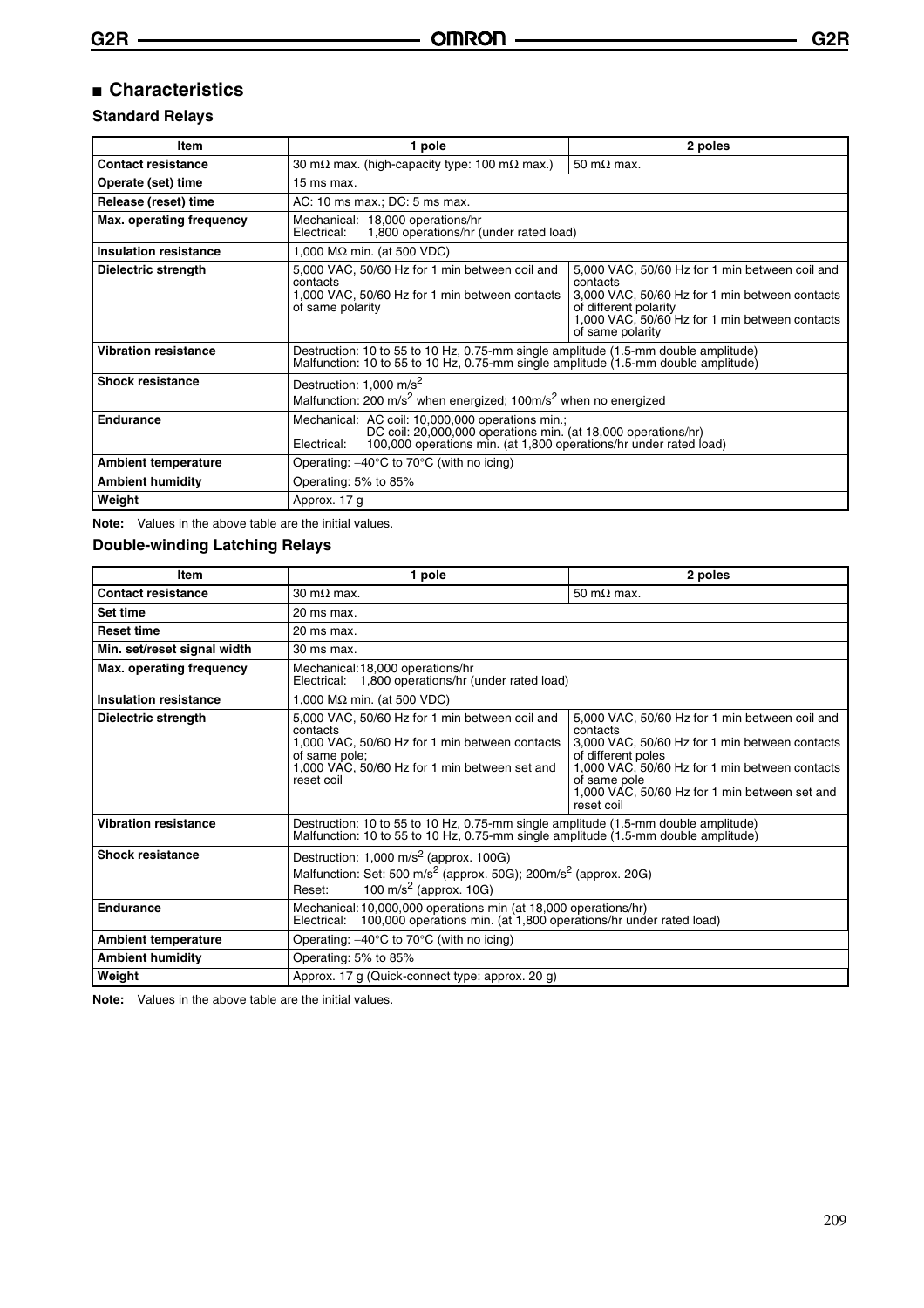## ■ Characteristics

### Standard Relays

| Item | 1 pole | 2 poles |
|---|---|---|
| **Contact resistance** | 30 mΩ max. (high-capacity type: 100 mΩ max.) | 50 mΩ max. |
| **Operate (set) time** | 15 ms max. | |
| **Release (reset) time** | AC: 10 ms max.; DC: 5 ms max. | |
| **Max. operating frequency** | Mechanical: 18,000 operations/hr<br>Electrical: 1,800 operations/hr (under rated load) | |
| **Insulation resistance** | 1,000 MΩ min. (at 500 VDC) | |
| **Dielectric strength** | 5,000 VAC, 50/60 Hz for 1 min between coil and contacts<br>1,000 VAC, 50/60 Hz for 1 min between contacts of same polarity | 5,000 VAC, 50/60 Hz for 1 min between coil and contacts<br>3,000 VAC, 50/60 Hz for 1 min between contacts of different polarity<br>1,000 VAC, 50/60 Hz for 1 min between contacts of same polarity |
| **Vibration resistance** | Destruction: 10 to 55 to 10 Hz, 0.75-mm single amplitude (1.5-mm double amplitude)<br>Malfunction: 10 to 55 to 10 Hz, 0.75-mm single amplitude (1.5-mm double amplitude) | |
| **Shock resistance** | Destruction: 1,000 $m/s^2$<br>Malfunction: 200 $m/s^2$ when energized; 100$m/s^2$ when no energized | |
| **Endurance** | Mechanical: AC coil: 10,000,000 operations min.;<br>DC coil: 20,000,000 operations min. (at 18,000 operations/hr)<br>Electrical: 100,000 operations min. (at 1,800 operations/hr under rated load) | |
| **Ambient temperature** | Operating: –40°C to 70°C (with no icing) | |
| **Ambient humidity** | Operating: 5% to 85% | |
| **Weight** | Approx. 17 g | |

**Note:** Values in the above table are the initial values.

### Double-winding Latching Relays

| Item | 1 pole | 2 poles |
|---|---|---|
| **Contact resistance** | 30 mΩ max. | 50 mΩ max. |
| **Set time** | 20 ms max. | |
| **Reset time** | 20 ms max. | |
| **Min. set/reset signal width** | 30 ms max. | |
| **Max. operating frequency** | Mechanical: 18,000 operations/hr<br>Electrical: 1,800 operations/hr (under rated load) | |
| **Insulation resistance** | 1,000 MΩ min. (at 500 VDC) | |
| **Dielectric strength** | 5,000 VAC, 50/60 Hz for 1 min between coil and contacts<br>1,000 VAC, 50/60 Hz for 1 min between contacts of same pole;<br>1,000 VAC, 50/60 Hz for 1 min between set and reset coil | 5,000 VAC, 50/60 Hz for 1 min between coil and contacts<br>3,000 VAC, 50/60 Hz for 1 min between contacts of different poles<br>1,000 VAC, 50/60 Hz for 1 min between contacts of same pole<br>1,000 VAC, 50/60 Hz for 1 min between set and reset coil |
| **Vibration resistance** | Destruction: 10 to 55 to 10 Hz, 0.75-mm single amplitude (1.5-mm double amplitude)<br>Malfunction: 10 to 55 to 10 Hz, 0.75-mm single amplitude (1.5-mm double amplitude) | |
| **Shock resistance** | Destruction: 1,000 $m/s^2$ (approx. 100G)<br>Malfunction: Set: 500 $m/s^2$ (approx. 50G); 200$m/s^2$ (approx. 20G)<br>Reset: 100 $m/s^2$ (approx. 10G) | |
| **Endurance** | Mechanical: 10,000,000 operations min (at 18,000 operations/hr)<br>Electrical: 100,000 operations min. (at 1,800 operations/hr under rated load) | |
| **Ambient temperature** | Operating: –40°C to 70°C (with no icing) | |
| **Ambient humidity** | Operating: 5% to 85% | |
| **Weight** | Approx. 17 g (Quick-connect type: approx. 20 g) | |

**Note:** Values in the above table are the initial values.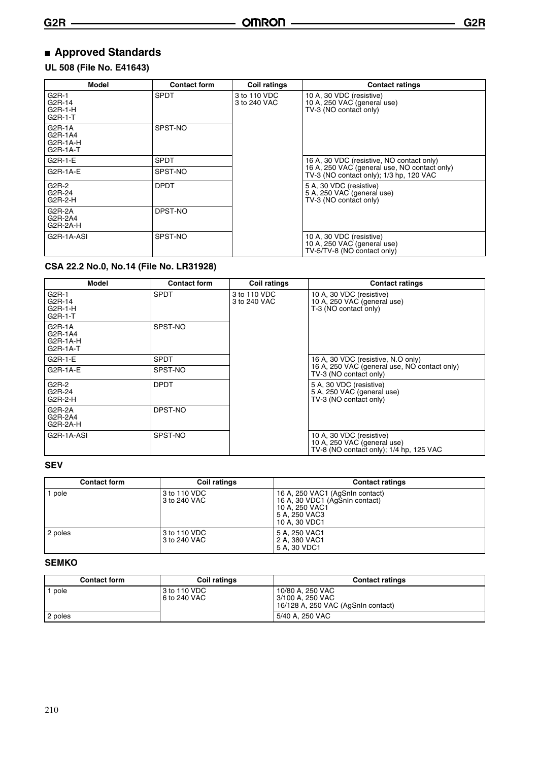## ■ Approved Standards

### UL 508 (File No. E41643)

| Model | Contact form | Coil ratings | Contact ratings |
|---|---|---|---|
| G2R-1<br>G2R-14<br>G2R-1-H<br>G2R-1-T | SPDT | 3 to 110 VDC<br>3 to 240 VAC | 10 A, 30 VDC (resistive)<br>10 A, 250 VAC (general use)<br>TV-3 (NO contact only) |
| G2R-1A<br>G2R-1A4<br>G2R-1A-H<br>G2R-1A-T | SPST-NO | | |
| G2R-1-E | SPDT | | 16 A, 30 VDC (resistive, NO contact only)<br>16 A, 250 VAC (general use, NO contact only)<br>TV-3 (NO contact only); 1/3 hp, 120 VAC |
| G2R-1A-E | SPST-NO | | |
| G2R-2<br>G2R-24<br>G2R-2-H | DPDT | | 5 A, 30 VDC (resistive)<br>5 A, 250 VAC (general use)<br>TV-3 (NO contact only) |
| G2R-2A<br>G2R-2A4<br>G2R-2A-H | DPST-NO | | |
| G2R-1A-ASI | SPST-NO | | 10 A, 30 VDC (resistive)<br>10 A, 250 VAC (general use)<br>TV-5/TV-8 (NO contact only) |

### CSA 22.2 No.0, No.14 (File No. LR31928)

| Model | Contact form | Coil ratings | Contact ratings |
|---|---|---|---|
| G2R-1<br>G2R-14<br>G2R-1-H<br>G2R-1-T | SPDT | 3 to 110 VDC<br>3 to 240 VAC | 10 A, 30 VDC (resistive)<br>10 A, 250 VAC (general use)<br>T-3 (NO contact only) |
| G2R-1A<br>G2R-1A4<br>G2R-1A-H<br>G2R-1A-T | SPST-NO | | |
| G2R-1-E | SPDT | | 16 A, 30 VDC (resistive, N.O only)<br>16 A, 250 VAC (general use, NO contact only)<br>TV-3 (NO contact only) |
| G2R-1A-E | SPST-NO | | |
| G2R-2<br>G2R-24<br>G2R-2-H | DPDT | | 5 A, 30 VDC (resistive)<br>5 A, 250 VAC (general use)<br>TV-3 (NO contact only) |
| G2R-2A<br>G2R-2A4<br>G2R-2A-H | DPST-NO | | |
| G2R-1A-ASI | SPST-NO | | 10 A, 30 VDC (resistive)<br>10 A, 250 VAC (general use)<br>TV-8 (NO contact only); 1/4 hp, 125 VAC |

### SEV

| Contact form | Coil ratings | Contact ratings |
|---|---|---|
| 1 pole | 3 to 110 VDC<br>3 to 240 VAC | 16 A, 250 VAC1 (AgSnIn contact)<br>16 A, 30 VDC1 (AgSnIn contact)<br>10 A, 250 VAC1<br>5 A, 250 VAC3<br>10 A, 30 VDC1 |
| 2 poles | 3 to 110 VDC<br>3 to 240 VAC | 5 A, 250 VAC1<br>2 A, 380 VAC1<br>5 A, 30 VDC1 |

### SEMKO

| Contact form | Coil ratings | Contact ratings |
|---|---|---|
| 1 pole | 3 to 110 VDC<br>6 to 240 VAC | 10/80 A, 250 VAC<br>3/100 A, 250 VAC<br>16/128 A, 250 VAC (AgSnIn contact) |
| 2 poles | | 5/40 A, 250 VAC |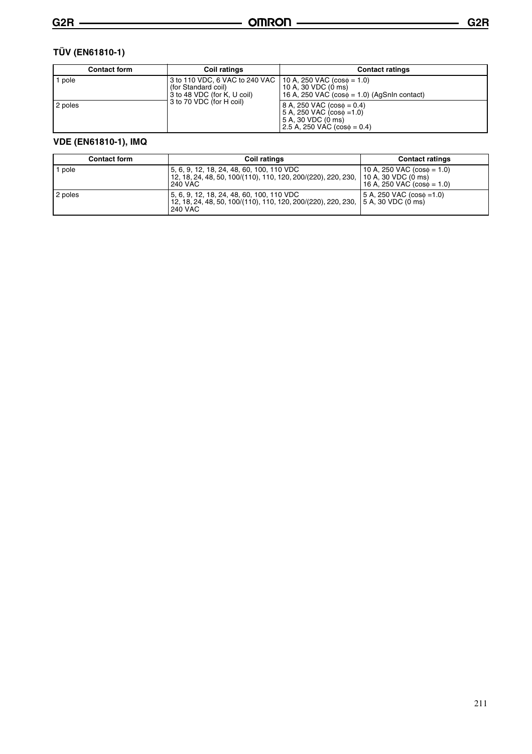### TÜV (EN61810-1)

| Contact form | Coil ratings | Contact ratings |
|---|---|---|
| 1 pole | 3 to 110 VDC, 6 VAC to 240 VAC (for Standard coil)<br>3 to 48 VDC (for K, U coil)<br>3 to 70 VDC (for H coil) | 10 A, 250 VAC (cosϕ = 1.0)<br>10 A, 30 VDC (0 ms)<br>16 A, 250 VAC (cosϕ = 1.0) (AgSnIn contact) |
| 2 poles | | 8 A, 250 VAC (cosϕ = 0.4)<br>5 A, 250 VAC (cosϕ =1.0)<br>5 A, 30 VDC (0 ms)<br>2.5 A, 250 VAC (cosϕ = 0.4) |

### VDE (EN61810-1), IMQ

| Contact form | Coil ratings | Contact ratings |
|---|---|---|
| 1 pole | 5, 6, 9, 12, 18, 24, 48, 60, 100, 110 VDC<br>12, 18, 24, 48, 50, 100/(110), 110, 120, 200/(220), 220, 230, 240 VAC | 10 A, 250 VAC (cosϕ = 1.0)<br>10 A, 30 VDC (0 ms)<br>16 A, 250 VAC (cosϕ = 1.0) |
| 2 poles | 5, 6, 9, 12, 18, 24, 48, 60, 100, 110 VDC<br>12, 18, 24, 48, 50, 100/(110), 110, 120, 200/(220), 220, 230, 240 VAC | 5 A, 250 VAC (cosϕ =1.0)<br>5 A, 30 VDC (0 ms) |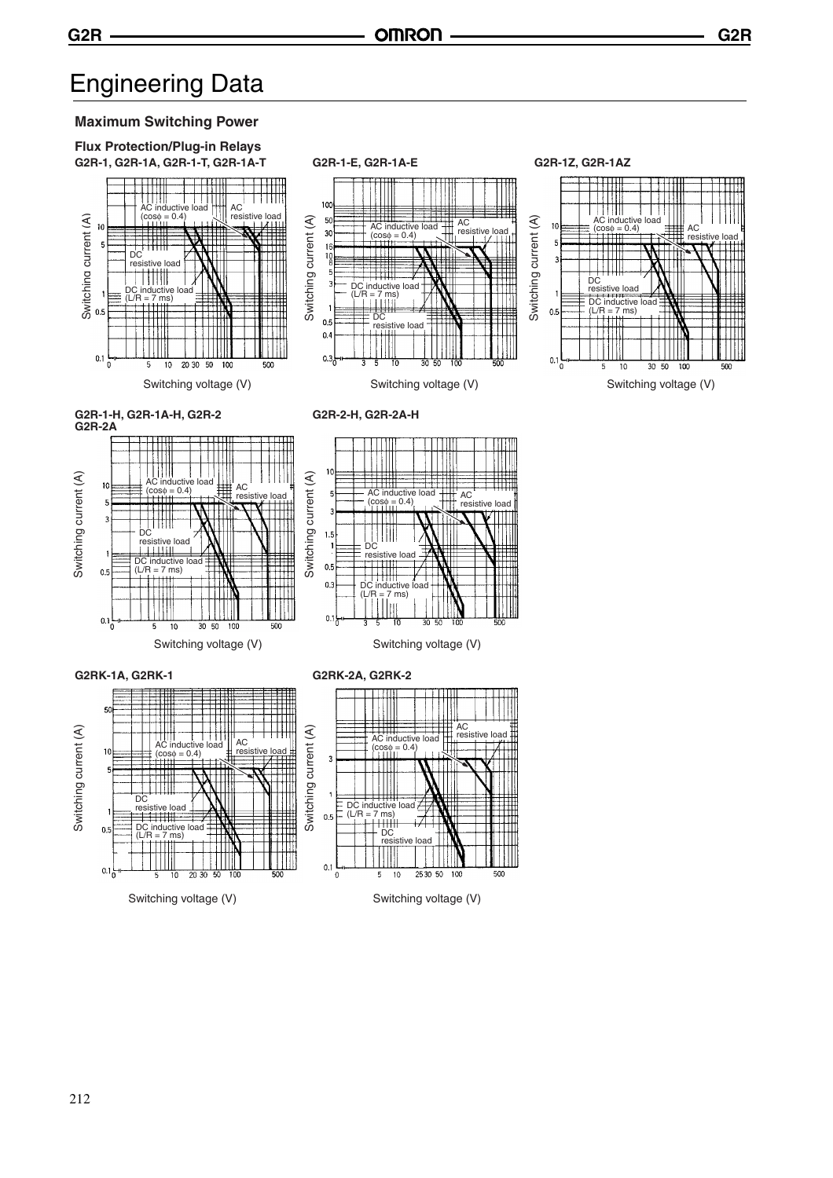# Engineering Data

### Maximum Switching Power

**Flux Protection/Plug-in Relays**

**G2R-1, G2R-1A, G2R-1-T, G2R-1A-T**

AC inductive load ($\cos\phi$ = 0.4)
AC resistive load
DC resistive load
DC inductive load (L/R = 7 ms)

Switching current (A)

Switching voltage (V)

**G2R-1-E, G2R-1A-E**

AC inductive load ($\cos\phi$ = 0.4)
AC resistive load
DC inductive load (L/R = 7 ms)
DC resistive load

Switching current (A)

Switching voltage (V)

**G2R-1Z, G2R-1AZ**

AC inductive load ($\cos\phi$ = 0.4)
AC resistive load
DC resistive load
DC inductive load (L/R = 7 ms)

Switching current (A)

Switching voltage (V)

**G2R-1-H, G2R-1A-H, G2R-2 G2R-2A**

AC inductive load ($\cos\phi$ = 0.4)
AC resistive load
DC resistive load
DC inductive load (L/R = 7 ms)

Switching current (A)

Switching voltage (V)

**G2R-2-H, G2R-2A-H**

AC inductive load ($\cos\phi$ = 0.4)
AC resistive load
DC resistive load
DC inductive load (L/R = 7 ms)

Switching current (A)

Switching voltage (V)

**G2RK-1A, G2RK-1**

AC inductive load ($\cos\phi$ = 0.4)
AC resistive load
DC resistive load
DC inductive load (L/R = 7 ms)

Switching current (A)

Switching voltage (V)

**G2RK-2A, G2RK-2**

AC resistive load
AC inductive load ($\cos\phi$ = 0.4)
DC inductive load (L/R = 7 ms)
DC resistive load

Switching current (A)

Switching voltage (V)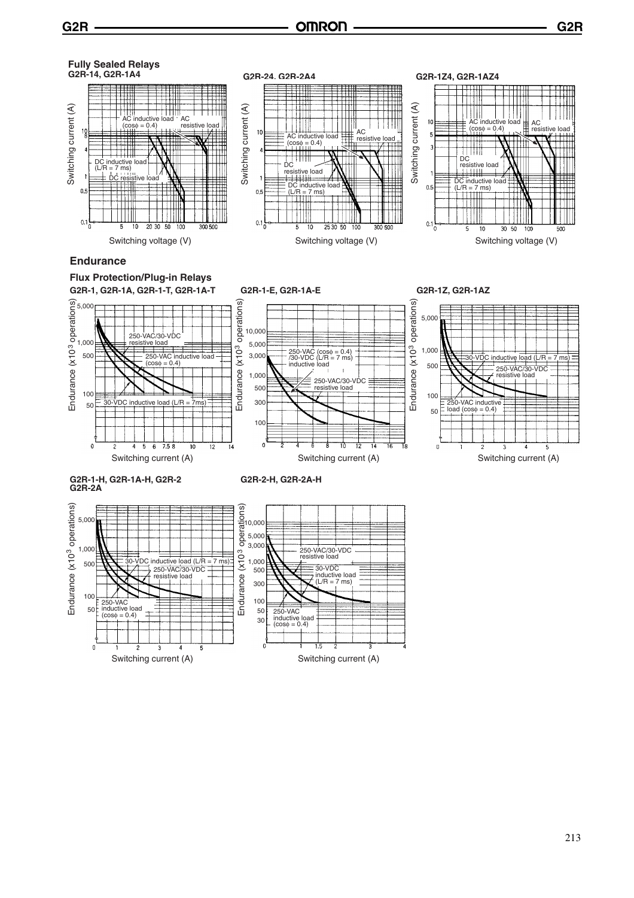**Fully Sealed Relays**

**G2R-14, G2R-1A4**

Switching current (A)

AC inductive load (cosφ = 0.4)

AC resistive load

DC inductive load (L/R = 7 ms)

DC resistive load

Switching voltage (V)

**G2R-24, G2R-2A4**

Switching current (A)

AC inductive load (cosφ = 0.4)

AC resistive load

DC resistive load

DC inductive load (L/R = 7 ms)

Switching voltage (V)

**G2R-1Z4, G2R-1AZ4**

Switching current (A)

AC inductive load (cosφ = 0.4)

AC resistive load

DC resistive load

DC inductive load (L/R = 7 ms)

Switching voltage (V)

## Endurance

### Flux Protection/Plug-in Relays

**G2R-1, G2R-1A, G2R-1-T, G2R-1A-T**

Endurance ($\times10^3$ operations)

250-VAC/30-VDC resistive load

250-VAC inductive load (cosφ = 0.4)

30-VDC inductive load (L/R = 7ms)

Switching current (A)

**G2R-1-E, G2R-1A-E**

Endurance ($\times10^3$ operations)

250-VAC (cosφ = 0.4) /30-VDC (L/R = 7 ms) inductive load

250-VAC/30-VDC resistive load

Switching current (A)

**G2R-1Z, G2R-1AZ**

Endurance ($\times10^3$ operations)

30-VDC inductive load (L/R = 7 ms)

250-VAC/30-VDC resistive load

250-VAC inductive load (cosφ = 0.4)

Switching current (A)

**G2R-1-H, G2R-1A-H, G2R-2 G2R-2A**

Endurance ($\times10^3$ operations)

30-VDC inductive load (L/R = 7 ms)

250-VAC/30-VDC resistive load

250-VAC inductive load (cosφ = 0.4)

Switching current (A)

**G2R-2-H, G2R-2A-H**

Endurance ($\times10^3$ operations)

250-VAC/30-VDC resistive load

30-VDC inductive load (L/R = 7 ms)

250-VAC inductive load (cosφ = 0.4)

Switching current (A)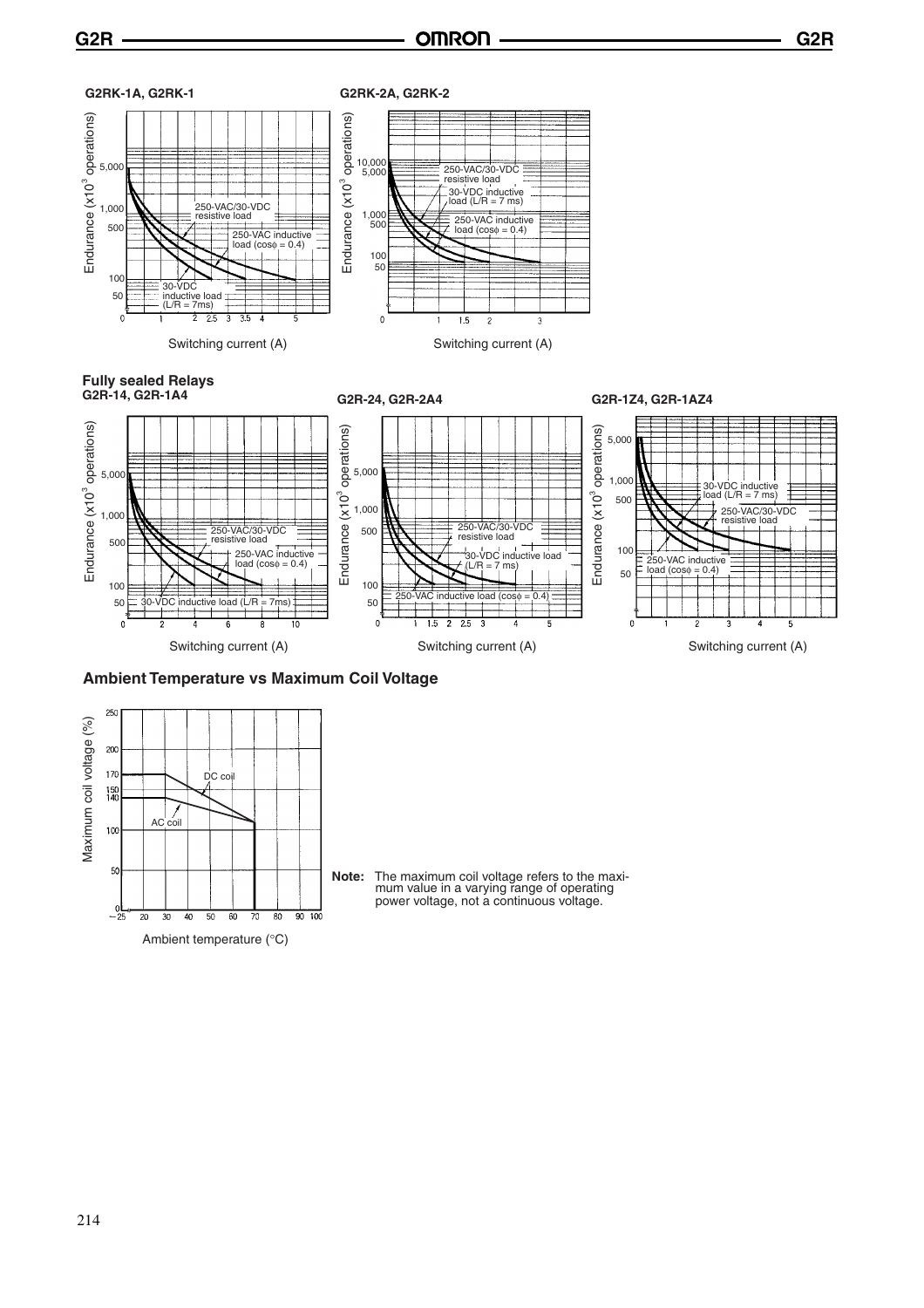**G2RK-1A, G2RK-1**

Endurance (x$10^3$ operations)

5,000
1,000
500
100
50

250-VAC/30-VDC resistive load

250-VAC inductive load (cosφ = 0.4)

30-VDC inductive load (L/R = 7ms)

0 1 2 2.5 3 3.5 4 5

Switching current (A)

**G2RK-2A, G2RK-2**

Endurance (x$10^3$ operations)

10,000
5,000
1,000
500
100
50

250-VAC/30-VDC resistive load

30-VDC inductive load (L/R = 7 ms)

250-VAC inductive load (cosφ = 0.4)

0 1 1.5 2 3

Switching current (A)

**Fully sealed Relays**
**G2R-14, G2R-1A4**

Endurance (x$10^3$ operations)

5,000
1,000
500
100
50

250-VAC/30-VDC resistive load

250-VAC inductive load (cosφ = 0.4)

30-VDC inductive load (L/R = 7ms)

0 2 4 6 8 10

Switching current (A)

**G2R-24, G2R-2A4**

Endurance (x$10^3$ operations)

5,000
1,000
500
100
50

250-VAC/30-VDC resistive load

30-VDC inductive load (L/R = 7 ms)

250-VAC inductive load (cosφ = 0.4)

0 1 1.5 2 2.5 3 4 5

Switching current (A)

**G2R-1Z4, G2R-1AZ4**

Endurance (x$10^3$ operations)

5,000
1,000
500
100
50

30-VDC inductive load (L/R = 7 ms)

250-VAC/30-VDC resistive load

250-VAC inductive load (cosφ = 0.4)

0 1 2 3 4 5

Switching current (A)

## Ambient Temperature vs Maximum Coil Voltage

Maximum coil voltage (%)

250
200
170
150
140
100
50
0

DC coil

AC coil

−25 20 30 40 50 60 70 80 90 100

Ambient temperature (°C)

**Note:** The maximum coil voltage refers to the maximum value in a varying range of operating power voltage, not a continuous voltage.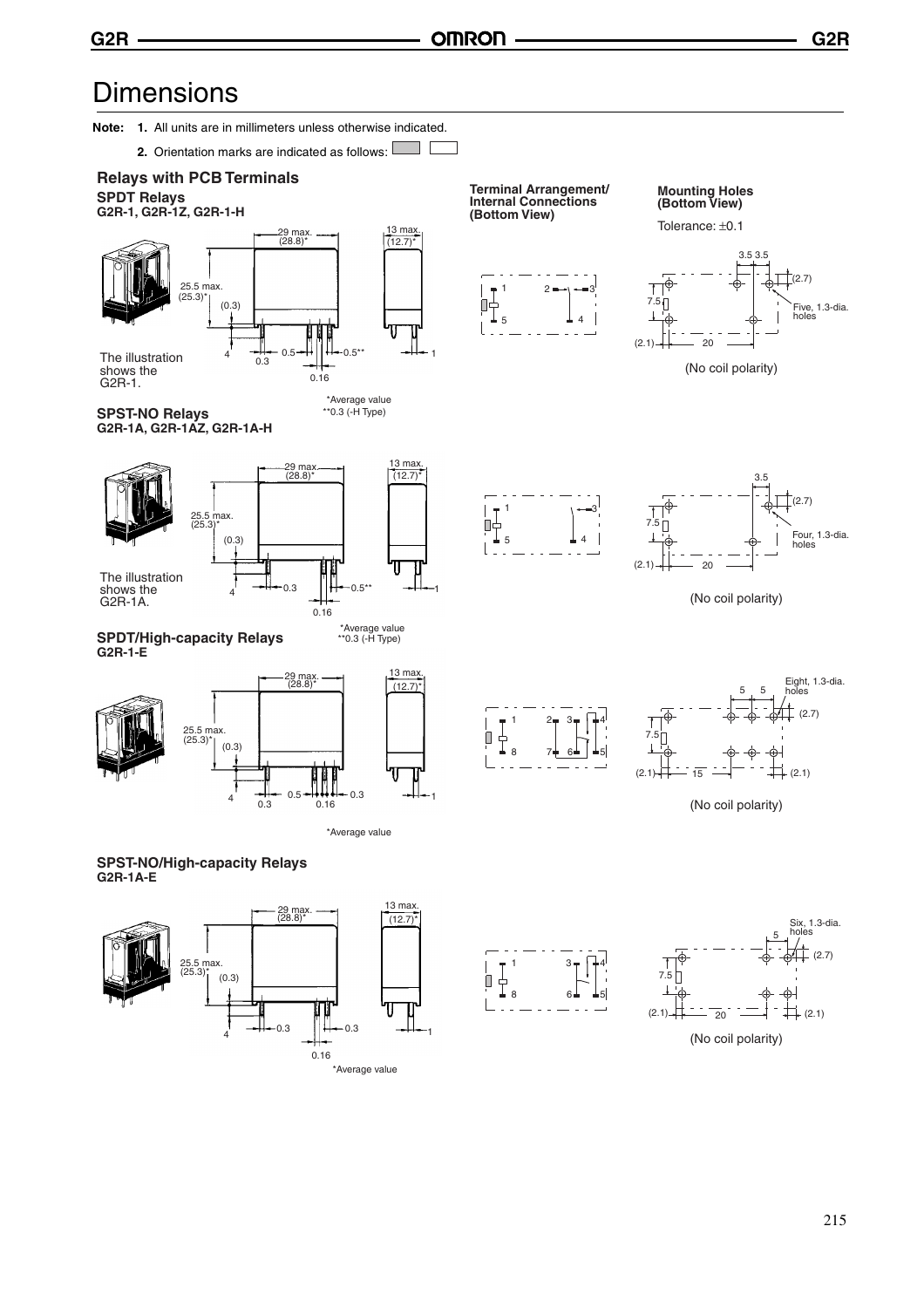# Dimensions

**Note:** 1. All units are in millimeters unless otherwise indicated.

2. Orientation marks are indicated as follows:

## Relays with PCB Terminals

### SPDT Relays
**G2R-1, G2R-1Z, G2R-1-H**

29 max. (28.8)*
13 max. (12.7)*
25.5 max. (25.3)*
(0.3)
4
0.3
0.5
0.5**
0.16
1

The illustration shows the G2R-1.

*Average value
**0.3 (-H Type)

**Terminal Arrangement/ Internal Connections (Bottom View)**

**Mounting Holes (Bottom View)**

Tolerance: ±0.1

3.5 3.5
(2.7)
7.5
Five, 1.3-dia. holes
(2.1)
20

(No coil polarity)

### SPST-NO Relays
**G2R-1A, G2R-1AZ, G2R-1A-H**

29 max. (28.8)*
13 max. (12.7)*
25.5 max. (25.3)*
(0.3)
4
0.3
0.5**
0.16
1

The illustration shows the G2R-1A.

*Average value
**0.3 (-H Type)

3.5
(2.7)
7.5
Four, 1.3-dia. holes
(2.1)
20

(No coil polarity)

### SPDT/High-capacity Relays
**G2R-1-E**

29 max. (28.8)*
13 max. (12.7)*
25.5 max. (25.3)*
(0.3)
4
0.3
0.5
0.16
0.3
1

*Average value

Eight, 1.3-dia. holes
5 5
(2.7)
7.5
(2.1)
15
(2.1)

(No coil polarity)

### SPST-NO/High-capacity Relays
**G2R-1A-E**

29 max. (28.8)*
13 max. (12.7)*
25.5 max. (25.3)*
(0.3)
4
0.3
0.3
0.16
1

*Average value

Six, 1.3-dia. holes
5
(2.7)
7.5
(2.1)
20
(2.1)

(No coil polarity)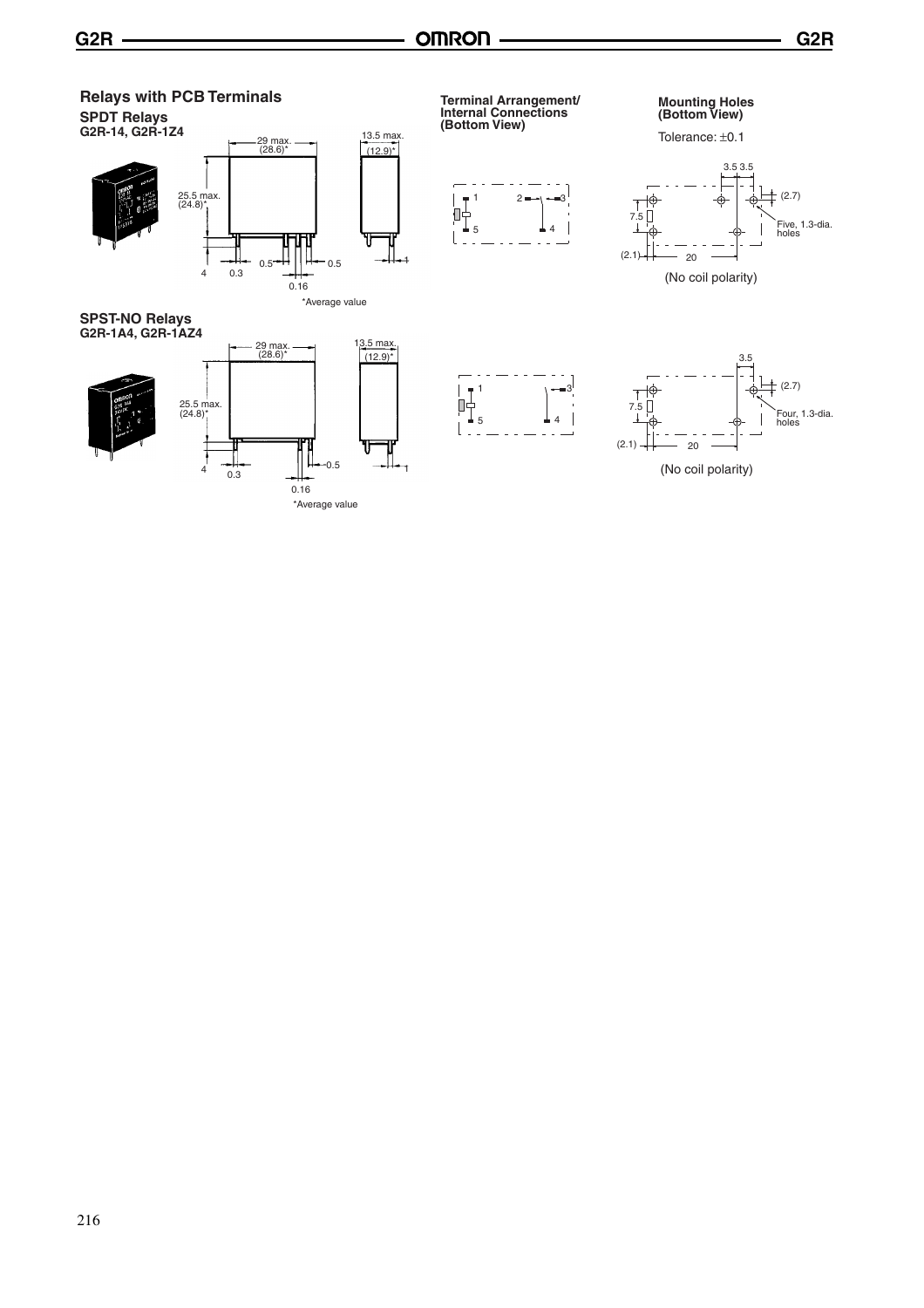## Relays with PCB Terminals

### SPDT Relays
**G2R-14, G2R-1Z4**

29 max. (28.6)*

13.5 max. (12.9)*

25.5 max. (24.8)*

4 0.3 0.5 0.5 1

0.16

*Average value

**Terminal Arrangement/ Internal Connections (Bottom View)**

**Mounting Holes (Bottom View)**

Tolerance: ±0.1

3.5 3.5

(2.7)

7.5

Five, 1.3-dia. holes

(2.1) 20

(No coil polarity)

### SPST-NO Relays
**G2R-1A4, G2R-1AZ4**

29 max. (28.6)*

13.5 max. (12.9)*

25.5 max. (24.8)*

4 0.3 0.5 1

0.16

*Average value

3.5

(2.7)

7.5

Four, 1.3-dia. holes

(2.1) 20

(No coil polarity)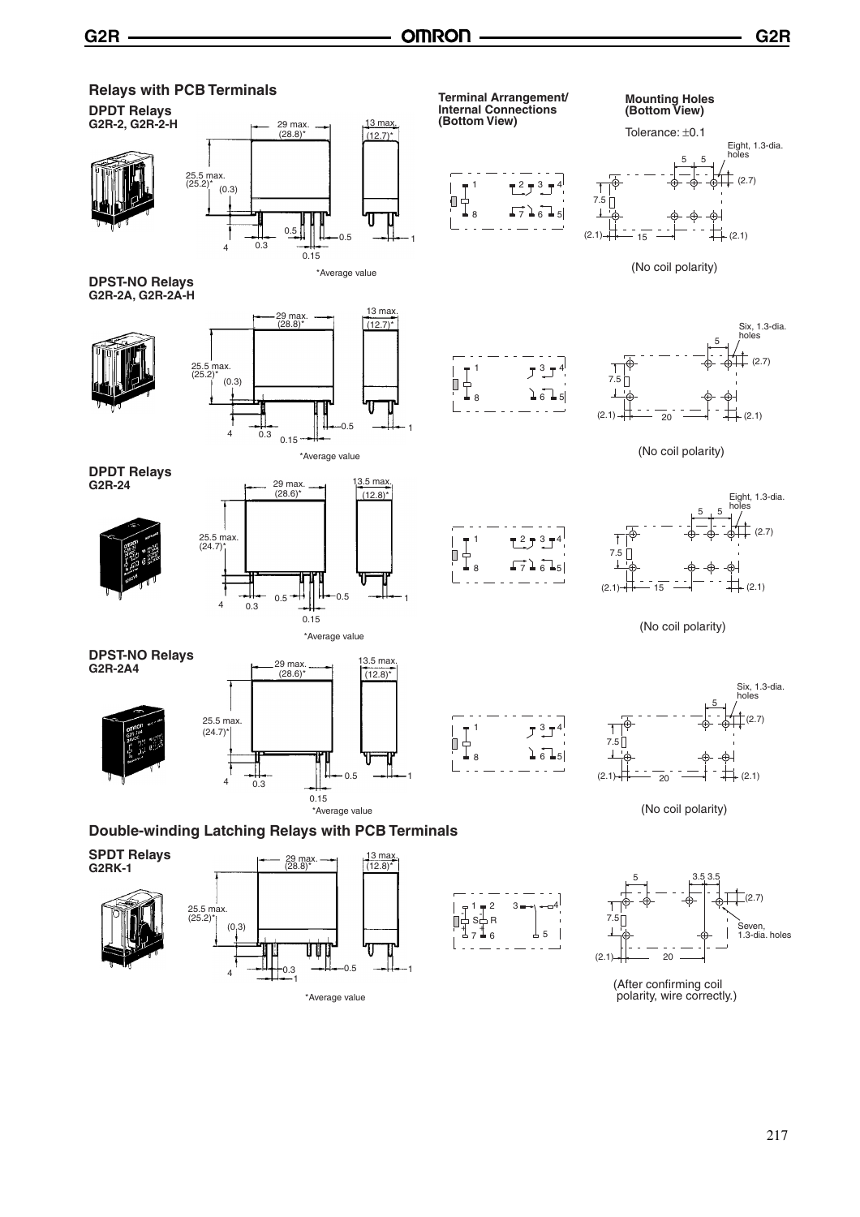## Relays with PCB Terminals

### DPDT Relays
**G2R-2, G2R-2-H**

29 max. (28.8)*
13 max. (12.7)*
25.5 max. (25.2)*
(0.3)
4
0.3
0.5
0.15
0.5
1

*Average value

**Terminal Arrangement/ Internal Connections (Bottom View)**

**Mounting Holes (Bottom View)**

Tolerance: ±0.1

Eight, 1.3-dia. holes

(No coil polarity)

### DPST-NO Relays
**G2R-2A, G2R-2A-H**

29 max. (28.8)*
13 max. (12.7)*
25.5 max. (25.2)*
(0.3)
4
0.3
0.15
0.5
1

*Average value

Six, 1.3-dia. holes

(No coil polarity)

### DPDT Relays
**G2R-24**

29 max. (28.6)*
13.5 max. (12.8)*
25.5 max. (24.7)*
4
0.3
0.5
0.15
0.5
1

*Average value

Eight, 1.3-dia. holes

(No coil polarity)

### DPST-NO Relays
**G2R-2A4**

29 max. (28.6)*
13.5 max. (12.8)*
25.5 max. (24.7)*
4
0.3
0.15
0.5
1

*Average value

Six, 1.3-dia. holes

(No coil polarity)

## Double-winding Latching Relays with PCB Terminals

### SPDT Relays
**G2RK-1**

29 max. (28.8)*
13 max. (12.8)*
25.5 max. (25.2)*
(0.3)
4
0.3
1
0.5
1

*Average value

Seven, 1.3-dia. holes

(After confirming coil polarity, wire correctly.)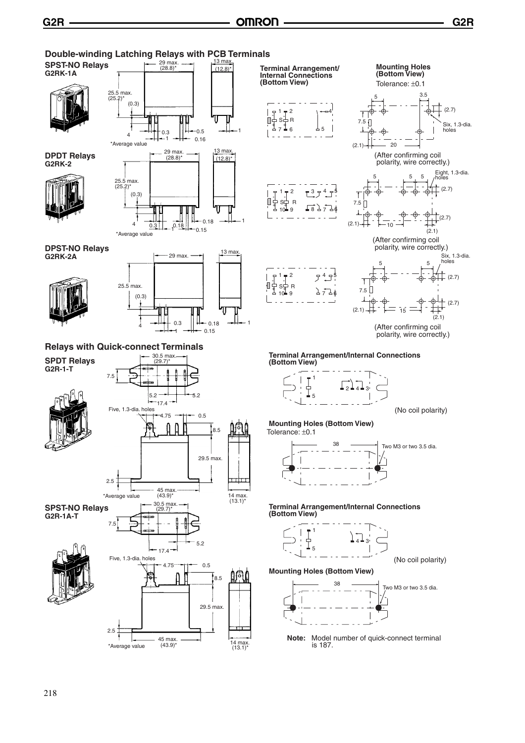## Double-winding Latching Relays with PCB Terminals

### SPST-NO Relays
**G2RK-1A**

29 max. (28.8)*
13 max. (12.8)*
25.5 max. (25.2)*
(0.3)
4
0.3
1
0.5
0.16
1
*Average value

**Terminal Arrangement/ Internal Connections (Bottom View)**

**Mounting Holes (Bottom View)**
Tolerance: ±0.1

Six, 1.3-dia. holes

(After confirming coil polarity, wire correctly.)

### DPDT Relays
**G2RK-2**

29 max. (28.8)*
13 max. (12.8)*
25.5 max. (25.2)*
(0.3)
4
0.3
0.18
1
0.18
0.15
1
*Average value

Eight, 1.3-dia. holes

(After confirming coil polarity, wire correctly.)

### DPST-NO Relays
**G2RK-2A**

29 max.
13 max.
25.5 max.
(0.3)
4
0.3
0.18
0.15
1

Six, 1.3-dia. holes

(After confirming coil polarity, wire correctly.)

## Relays with Quick-connect Terminals

### SPDT Relays
**G2R-1-T**

30.5 max. (29.7)*
7.5
5.2
5.2
17.4
Five, 1.3-dia. holes
4.75
0.5
8.5
29.5 max.
2.5
45 max. (43.9)*
14 max. (13.1)*
*Average value

**Terminal Arrangement/Internal Connections (Bottom View)**

(No coil polarity)

**Mounting Holes (Bottom View)**
Tolerance: ±0.1

38
Two M3 or two 3.5 dia.

### SPST-NO Relays
**G2R-1A-T**

30.5 max. (29.7)*
7.5
5.2
17.4
Five, 1.3-dia. holes
4.75
0.5
8.5
29.5 max.
2.5
45 max. (43.9)*
14 max. (13.1)*
*Average value

**Terminal Arrangement/Internal Connections (Bottom View)**

(No coil polarity)

**Mounting Holes (Bottom View)**

38
Two M3 or two 3.5 dia.

**Note:** Model number of quick-connect terminal is 187.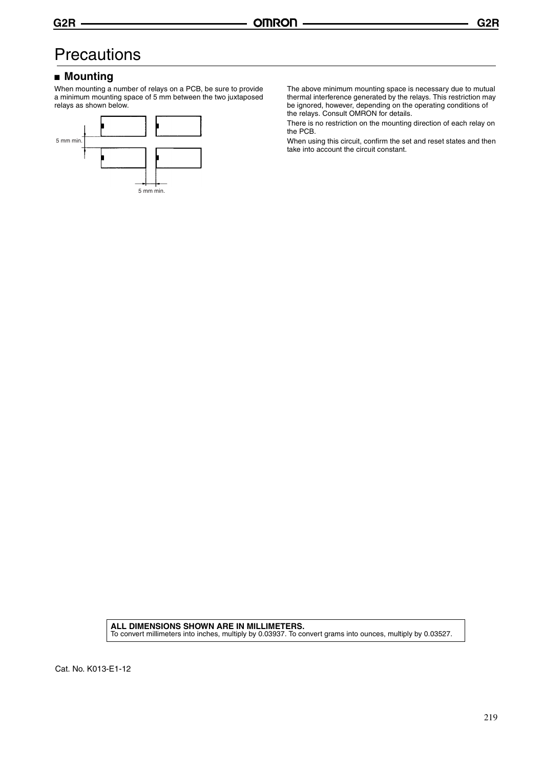# Precautions

## ■ Mounting

When mounting a number of relays on a PCB, be sure to provide a minimum mounting space of 5 mm between the two juxtaposed relays as shown below.

5 mm min.

5 mm min.

The above minimum mounting space is necessary due to mutual thermal interference generated by the relays. This restriction may be ignored, however, depending on the operating conditions of the relays. Consult OMRON for details.

There is no restriction on the mounting direction of each relay on the PCB.

When using this circuit, confirm the set and reset states and then take into account the circuit constant.

**ALL DIMENSIONS SHOWN ARE IN MILLIMETERS.**
To convert millimeters into inches, multiply by 0.03937. To convert grams into ounces, multiply by 0.03527.

Cat. No. K013-E1-12